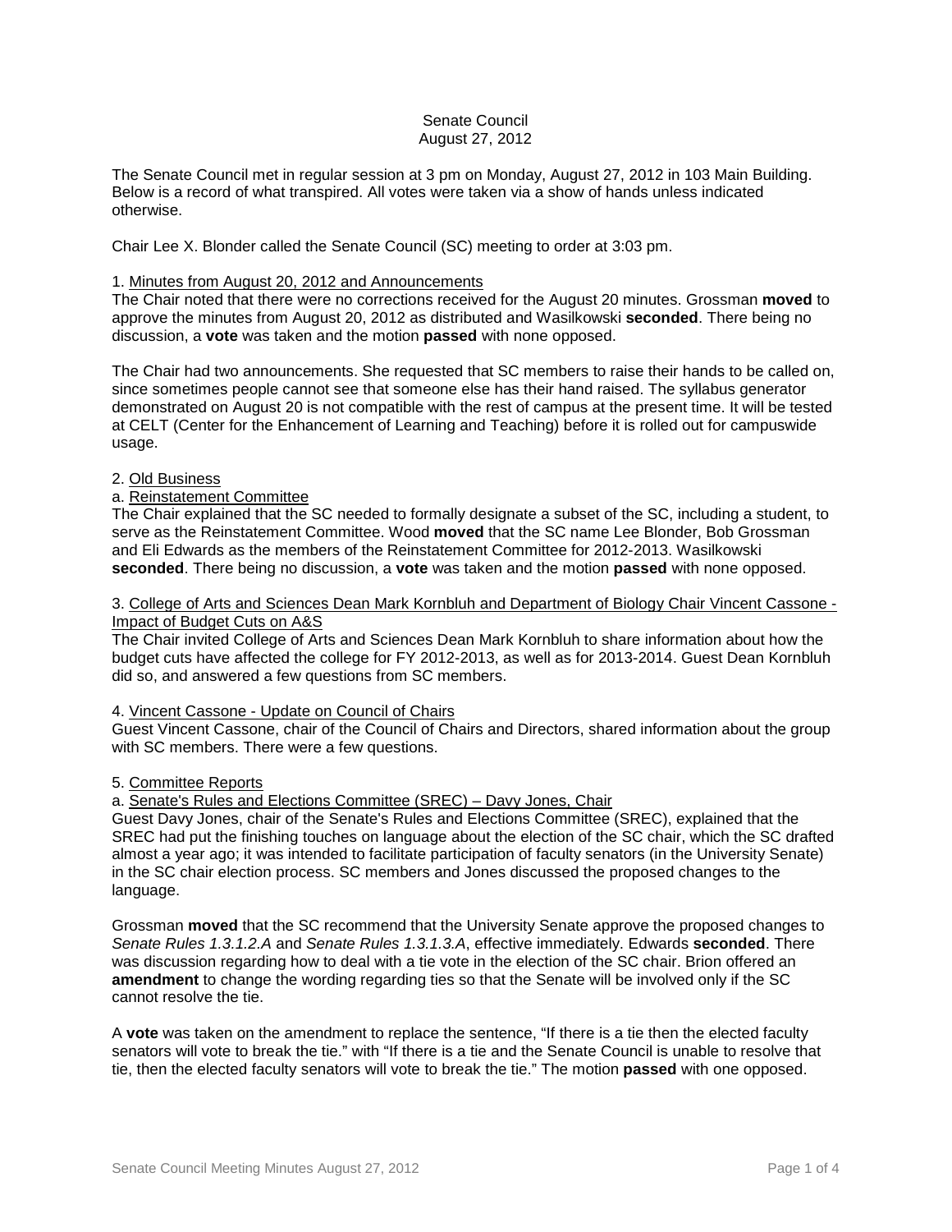Senate Council
August 27, 2012

The Senate Council met in regular session at 3 pm on Monday, August 27, 2012 in 103 Main Building. Below is a record of what transpired. All votes were taken via a show of hands unless indicated otherwise.

Chair Lee X. Blonder called the Senate Council (SC) meeting to order at 3:03 pm.

1. Minutes from August 20, 2012 and Announcements

The Chair noted that there were no corrections received for the August 20 minutes. Grossman **moved** to approve the minutes from August 20, 2012 as distributed and Wasilkowski **seconded**. There being no discussion, a **vote** was taken and the motion **passed** with none opposed.

The Chair had two announcements. She requested that SC members to raise their hands to be called on, since sometimes people cannot see that someone else has their hand raised. The syllabus generator demonstrated on August 20 is not compatible with the rest of campus at the present time. It will be tested at CELT (Center for the Enhancement of Learning and Teaching) before it is rolled out for campuswide usage.

2. Old Business

a. Reinstatement Committee

The Chair explained that the SC needed to formally designate a subset of the SC, including a student, to serve as the Reinstatement Committee. Wood **moved** that the SC name Lee Blonder, Bob Grossman and Eli Edwards as the members of the Reinstatement Committee for 2012-2013. Wasilkowski **seconded**. There being no discussion, a **vote** was taken and the motion **passed** with none opposed.

3. College of Arts and Sciences Dean Mark Kornbluh and Department of Biology Chair Vincent Cassone - Impact of Budget Cuts on A&S

The Chair invited College of Arts and Sciences Dean Mark Kornbluh to share information about how the budget cuts have affected the college for FY 2012-2013, as well as for 2013-2014. Guest Dean Kornbluh did so, and answered a few questions from SC members.

4. Vincent Cassone - Update on Council of Chairs

Guest Vincent Cassone, chair of the Council of Chairs and Directors, shared information about the group with SC members. There were a few questions.

5. Committee Reports

a. Senate's Rules and Elections Committee (SREC) – Davy Jones, Chair

Guest Davy Jones, chair of the Senate's Rules and Elections Committee (SREC), explained that the SREC had put the finishing touches on language about the election of the SC chair, which the SC drafted almost a year ago; it was intended to facilitate participation of faculty senators (in the University Senate) in the SC chair election process. SC members and Jones discussed the proposed changes to the language.

Grossman **moved** that the SC recommend that the University Senate approve the proposed changes to *Senate Rules 1.3.1.2.A* and *Senate Rules 1.3.1.3.A*, effective immediately. Edwards **seconded**. There was discussion regarding how to deal with a tie vote in the election of the SC chair. Brion offered an **amendment** to change the wording regarding ties so that the Senate will be involved only if the SC cannot resolve the tie.

A **vote** was taken on the amendment to replace the sentence, "If there is a tie then the elected faculty senators will vote to break the tie." with "If there is a tie and the Senate Council is unable to resolve that tie, then the elected faculty senators will vote to break the tie." The motion **passed** with one opposed.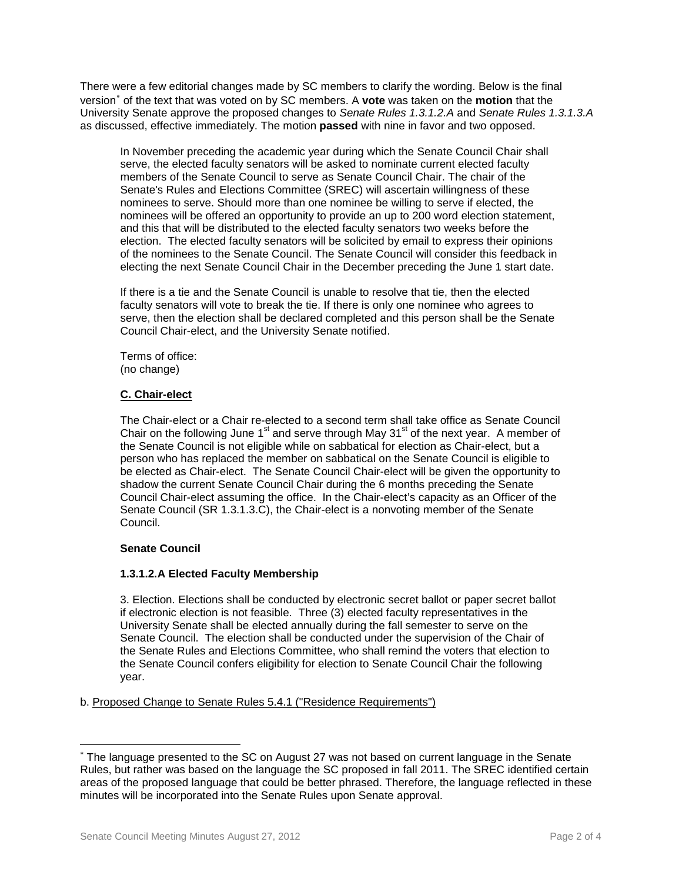There were a few editorial changes made by SC members to clarify the wording. Below is the final version[*] of the text that was voted on by SC members. A **vote** was taken on the **motion** that the University Senate approve the proposed changes to *Senate Rules 1.3.1.2.A* and *Senate Rules 1.3.1.3.A* as discussed, effective immediately. The motion **passed** with nine in favor and two opposed.

> In November preceding the academic year during which the Senate Council Chair shall serve, the elected faculty senators will be asked to nominate current elected faculty members of the Senate Council to serve as Senate Council Chair. The chair of the Senate's Rules and Elections Committee (SREC) will ascertain willingness of these nominees to serve. Should more than one nominee be willing to serve if elected, the nominees will be offered an opportunity to provide an up to 200 word election statement, and this that will be distributed to the elected faculty senators two weeks before the election. The elected faculty senators will be solicited by email to express their opinions of the nominees to the Senate Council. The Senate Council will consider this feedback in electing the next Senate Council Chair in the December preceding the June 1 start date.
>
> If there is a tie and the Senate Council is unable to resolve that tie, then the elected faculty senators will vote to break the tie. If there is only one nominee who agrees to serve, then the election shall be declared completed and this person shall be the Senate Council Chair-elect, and the University Senate notified.
>
> Terms of office:
> (no change)
>
> **C. Chair-elect**
>
> The Chair-elect or a Chair re-elected to a second term shall take office as Senate Council Chair on the following June 1st and serve through May 31st of the next year. A member of the Senate Council is not eligible while on sabbatical for election as Chair-elect, but a person who has replaced the member on sabbatical on the Senate Council is eligible to be elected as Chair-elect. The Senate Council Chair-elect will be given the opportunity to shadow the current Senate Council Chair during the 6 months preceding the Senate Council Chair-elect assuming the office. In the Chair-elect's capacity as an Officer of the Senate Council (SR 1.3.1.3.C), the Chair-elect is a nonvoting member of the Senate Council.
>
> **Senate Council**
>
> **1.3.1.2.A Elected Faculty Membership**
>
> 3. Election. Elections shall be conducted by electronic secret ballot or paper secret ballot if electronic election is not feasible. Three (3) elected faculty representatives in the University Senate shall be elected annually during the fall semester to serve on the Senate Council. The election shall be conducted under the supervision of the Chair of the Senate Rules and Elections Committee, who shall remind the voters that election to the Senate Council confers eligibility for election to Senate Council Chair the following year.

b. Proposed Change to Senate Rules 5.4.1 ("Residence Requirements")

[*] The language presented to the SC on August 27 was not based on current language in the Senate Rules, but rather was based on the language the SC proposed in fall 2011. The SREC identified certain areas of the proposed language that could be better phrased. Therefore, the language reflected in these minutes will be incorporated into the Senate Rules upon Senate approval.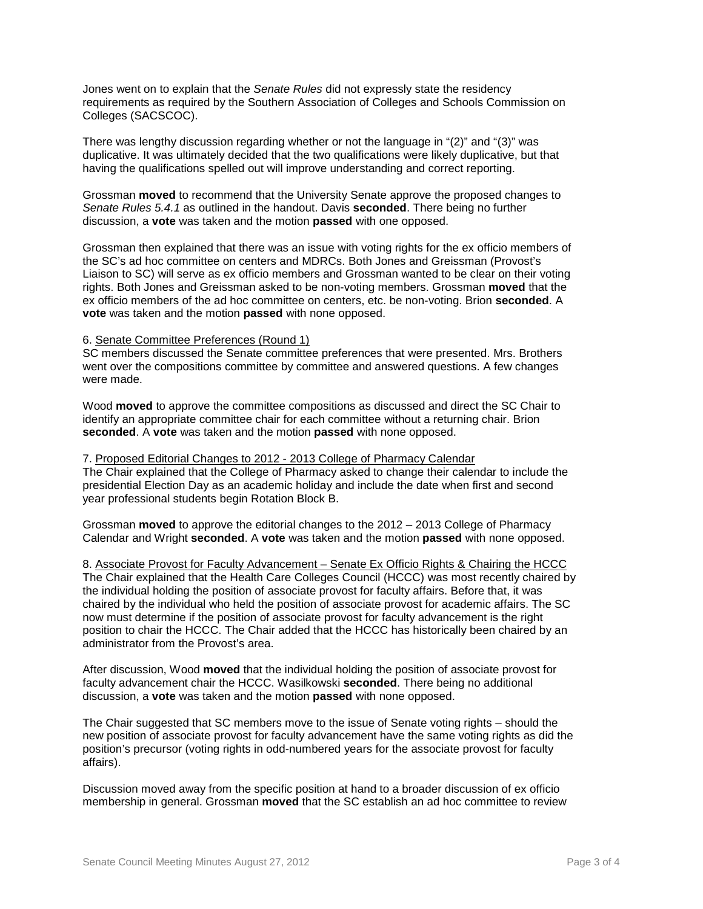Jones went on to explain that the *Senate Rules* did not expressly state the residency requirements as required by the Southern Association of Colleges and Schools Commission on Colleges (SACSCOC).

There was lengthy discussion regarding whether or not the language in "(2)" and "(3)" was duplicative. It was ultimately decided that the two qualifications were likely duplicative, but that having the qualifications spelled out will improve understanding and correct reporting.

Grossman **moved** to recommend that the University Senate approve the proposed changes to *Senate Rules 5.4.1* as outlined in the handout. Davis **seconded**. There being no further discussion, a **vote** was taken and the motion **passed** with one opposed.

Grossman then explained that there was an issue with voting rights for the ex officio members of the SC's ad hoc committee on centers and MDRCs. Both Jones and Greissman (Provost's Liaison to SC) will serve as ex officio members and Grossman wanted to be clear on their voting rights. Both Jones and Greissman asked to be non-voting members. Grossman **moved** that the ex officio members of the ad hoc committee on centers, etc. be non-voting. Brion **seconded**. A **vote** was taken and the motion **passed** with none opposed.

6. Senate Committee Preferences (Round 1)
SC members discussed the Senate committee preferences that were presented. Mrs. Brothers went over the compositions committee by committee and answered questions. A few changes were made.

Wood **moved** to approve the committee compositions as discussed and direct the SC Chair to identify an appropriate committee chair for each committee without a returning chair. Brion **seconded**. A **vote** was taken and the motion **passed** with none opposed.

7. Proposed Editorial Changes to 2012 - 2013 College of Pharmacy Calendar
The Chair explained that the College of Pharmacy asked to change their calendar to include the presidential Election Day as an academic holiday and include the date when first and second year professional students begin Rotation Block B.

Grossman **moved** to approve the editorial changes to the 2012 – 2013 College of Pharmacy Calendar and Wright **seconded**. A **vote** was taken and the motion **passed** with none opposed.

8. Associate Provost for Faculty Advancement – Senate Ex Officio Rights & Chairing the HCCC
The Chair explained that the Health Care Colleges Council (HCCC) was most recently chaired by the individual holding the position of associate provost for faculty affairs. Before that, it was chaired by the individual who held the position of associate provost for academic affairs. The SC now must determine if the position of associate provost for faculty advancement is the right position to chair the HCCC. The Chair added that the HCCC has historically been chaired by an administrator from the Provost's area.

After discussion, Wood **moved** that the individual holding the position of associate provost for faculty advancement chair the HCCC. Wasilkowski **seconded**. There being no additional discussion, a **vote** was taken and the motion **passed** with none opposed.

The Chair suggested that SC members move to the issue of Senate voting rights – should the new position of associate provost for faculty advancement have the same voting rights as did the position's precursor (voting rights in odd-numbered years for the associate provost for faculty affairs).

Discussion moved away from the specific position at hand to a broader discussion of ex officio membership in general. Grossman **moved** that the SC establish an ad hoc committee to review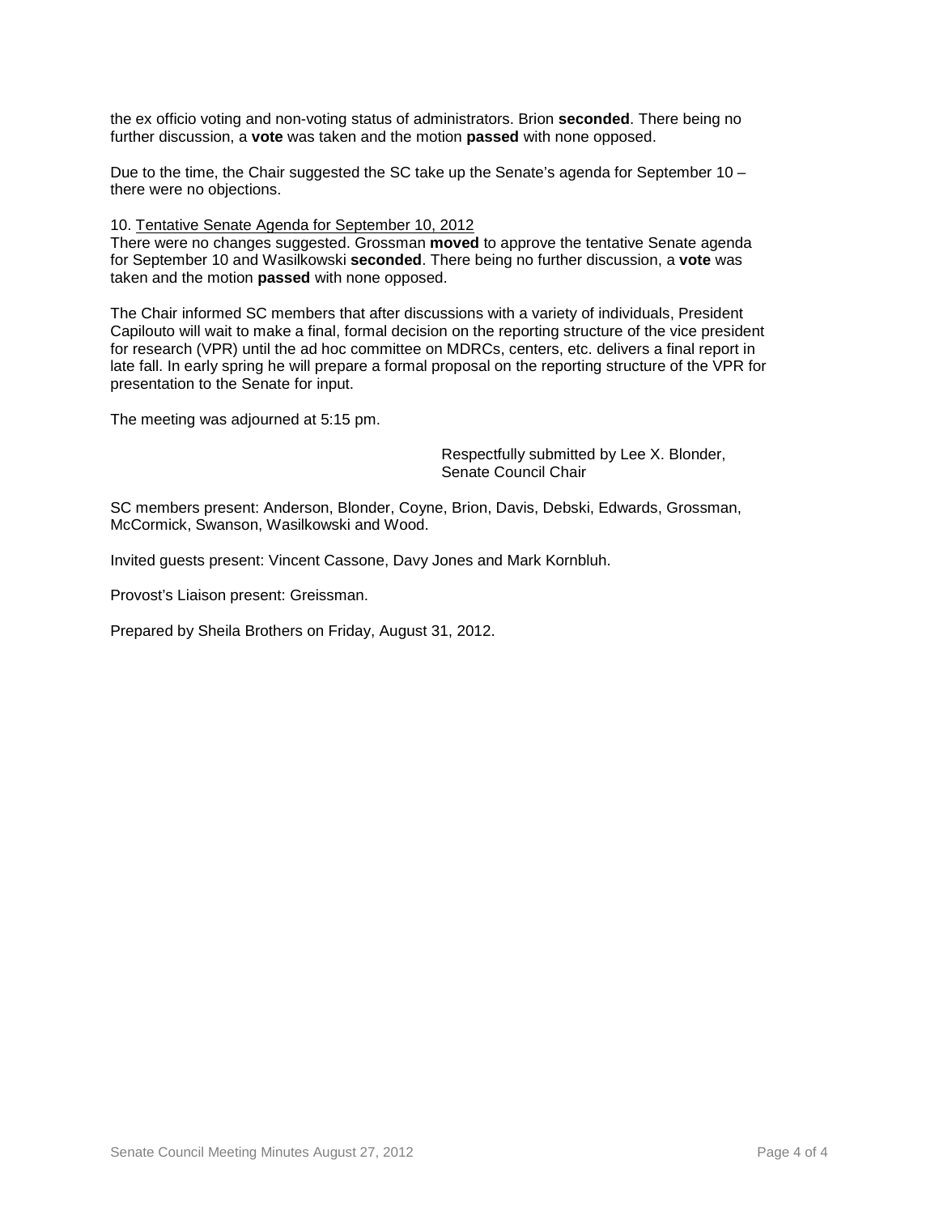the ex officio voting and non-voting status of administrators. Brion **seconded**. There being no further discussion, a **vote** was taken and the motion **passed** with none opposed.

Due to the time, the Chair suggested the SC take up the Senate's agenda for September 10 – there were no objections.

10. Tentative Senate Agenda for September 10, 2012
There were no changes suggested. Grossman **moved** to approve the tentative Senate agenda for September 10 and Wasilkowski **seconded**. There being no further discussion, a **vote** was taken and the motion **passed** with none opposed.

The Chair informed SC members that after discussions with a variety of individuals, President Capilouto will wait to make a final, formal decision on the reporting structure of the vice president for research (VPR) until the ad hoc committee on MDRCs, centers, etc. delivers a final report in late fall. In early spring he will prepare a formal proposal on the reporting structure of the VPR for presentation to the Senate for input.

The meeting was adjourned at 5:15 pm.

Respectfully submitted by Lee X. Blonder,
Senate Council Chair

SC members present: Anderson, Blonder, Coyne, Brion, Davis, Debski, Edwards, Grossman, McCormick, Swanson, Wasilkowski and Wood.

Invited guests present: Vincent Cassone, Davy Jones and Mark Kornbluh.

Provost's Liaison present: Greissman.

Prepared by Sheila Brothers on Friday, August 31, 2012.